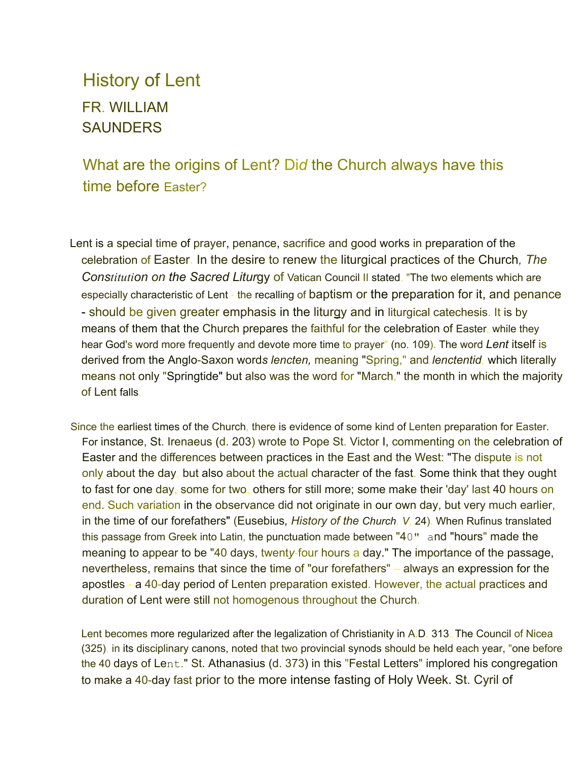# History of Lent

FR. WILLIAM SAUNDERS

## What are the origins of Lent? Did the Church always have this time before Easter?

Lent is a special time of prayer, penance, sacrifice and good works in preparation of the celebration of Easter. In the desire to renew the liturgical practices of the Church, *The Constitution on the Sacred Liturgy* of Vatican Council II stated, "The two elements which are especially characteristic of Lent - the recalling of baptism or the preparation for it, and penance - should be given greater emphasis in the liturgy and in liturgical catechesis. It is by means of them that the Church prepares the faithful for the celebration of Easter, while they hear God's word more frequently and devote more time to prayer" (no. 109). The word *Lent* itself is derived from the Anglo-Saxon words *lencten,* meaning "Spring," and *lenctentid,* which literally means not only "Springtide" but also was the word for "March," the month in which the majority of Lent falls.

Since the earliest times of the Church, there is evidence of some kind of Lenten preparation for Easter. For instance, St. Irenaeus (d. 203) wrote to Pope St. Victor I, commenting on the celebration of Easter and the differences between practices in the East and the West: "The dispute is not only about the day, but also about the actual character of the fast. Some think that they ought to fast for one day, some for two, others for still more; some make their 'day' last 40 hours on end. Such variation in the observance did not originate in our own day, but very much earlier, in the time of our forefathers" (Eusebius, *History of the Church, V,* 24). When Rufinus translated this passage from Greek into Latin, the punctuation made between "40" and "hours" made the meaning to appear to be "40 days, twenty-four hours a day." The importance of the passage, nevertheless, remains that since the time of "our forefathers" – always an expression for the apostles - a 40-day period of Lenten preparation existed. However, the actual practices and duration of Lent were still not homogenous throughout the Church.

Lent becomes more regularized after the legalization of Christianity in A.D. 313. The Council of Nicea (325), in its disciplinary canons, noted that two provincial synods should be held each year, "one before the 40 days of Lent." St. Athanasius (d. 373) in this "Festal Letters" implored his congregation to make a 40-day fast prior to the more intense fasting of Holy Week. St. Cyril of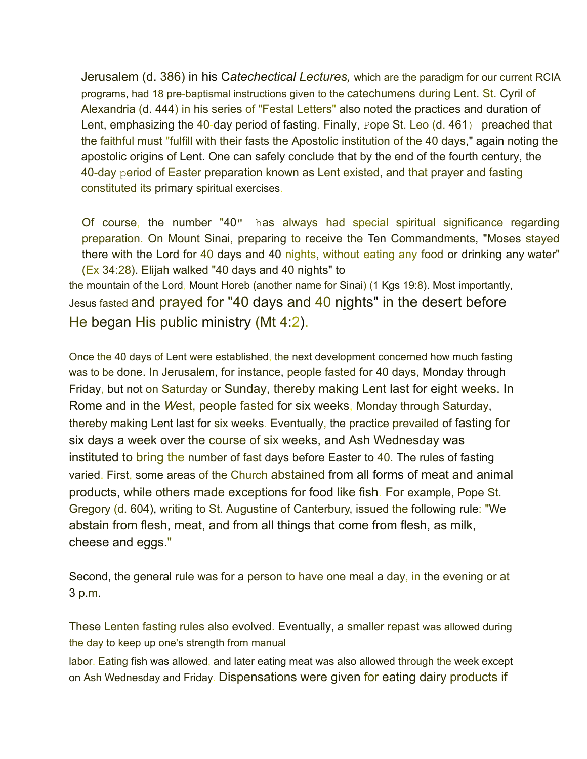Jerusalem (d. 386) in his *Catechectical Lectures,* which are the paradigm for our current RCIA programs, had 18 pre-baptismal instructions given to the catechumens during Lent. St. Cyril of Alexandria (d. 444) in his series of "Festal Letters" also noted the practices and duration of Lent, emphasizing the 40-day period of fasting. Finally, Pope St. Leo (d. 461) preached that the faithful must "fulfill with their fasts the Apostolic institution of the 40 days," again noting the apostolic origins of Lent. One can safely conclude that by the end of the fourth century, the 40-day period of Easter preparation known as Lent existed, and that prayer and fasting constituted its primary spiritual exercises.

Of course, the number "40" has always had special spiritual significance regarding preparation. On Mount Sinai, preparing to receive the Ten Commandments, "Moses stayed there with the Lord for 40 days and 40 nights, without eating any food or drinking any water" (Ex 34:28). Elijah walked "40 days and 40 nights" to the mountain of the Lord, Mount Horeb (another name for Sinai) (1 Kgs 19:8). Most importantly, Jesus fasted and prayed for "40 days and 40 nights" in the desert before He began His public ministry (Mt 4:2).

Once the 40 days of Lent were established, the next development concerned how much fasting was to be done. In Jerusalem, for instance, people fasted for 40 days, Monday through Friday, but not on Saturday or Sunday, thereby making Lent last for eight weeks. In Rome and in the West, people fasted for six weeks, Monday through Saturday, thereby making Lent last for six weeks. Eventually, the practice prevailed of fasting for six days a week over the course of six weeks, and Ash Wednesday was instituted to bring the number of fast days before Easter to 40. The rules of fasting varied. First, some areas of the Church abstained from all forms of meat and animal products, while others made exceptions for food like fish. For example, Pope St. Gregory (d. 604), writing to St. Augustine of Canterbury, issued the following rule: "We abstain from flesh, meat, and from all things that come from flesh, as milk, cheese and eggs."

Second, the general rule was for a person to have one meal a day, in the evening or at 3 p.m.

These Lenten fasting rules also evolved. Eventually, a smaller repast was allowed during the day to keep up one's strength from manual labor. Eating fish was allowed, and later eating meat was also allowed through the week except on Ash Wednesday and Friday. Dispensations were given for eating dairy products if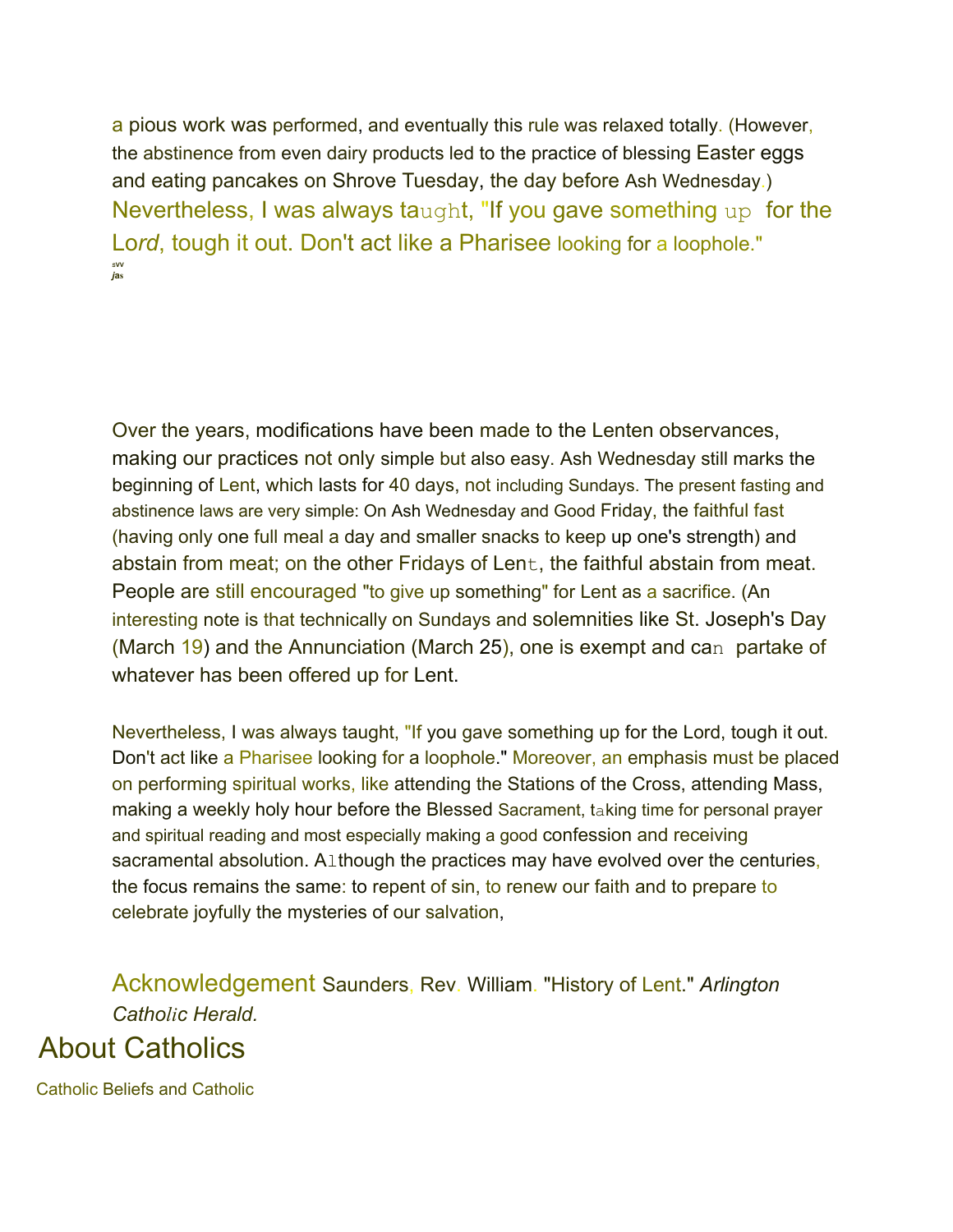a pious work was performed, and eventually this rule was relaxed totally. (However, the abstinence from even dairy products led to the practice of blessing Easter eggs and eating pancakes on Shrove Tuesday, the day before Ash Wednesday.)

Nevertheless, I was always taught, "If you gave something up for the Lord, tough it out. Don't act like a Pharisee looking for a loophole."

Over the years, modifications have been made to the Lenten observances, making our practices not only simple but also easy. Ash Wednesday still marks the beginning of Lent, which lasts for 40 days, not including Sundays. The present fasting and abstinence laws are very simple: On Ash Wednesday and Good Friday, the faithful fast (having only one full meal a day and smaller snacks to keep up one's strength) and abstain from meat; on the other Fridays of Lent, the faithful abstain from meat. People are still encouraged "to give up something" for Lent as a sacrifice. (An interesting note is that technically on Sundays and solemnities like St. Joseph's Day (March 19) and the Annunciation (March 25), one is exempt and can partake of whatever has been offered up for Lent.

Nevertheless, I was always taught, "If you gave something up for the Lord, tough it out. Don't act like a Pharisee looking for a loophole." Moreover, an emphasis must be placed on performing spiritual works, like attending the Stations of the Cross, attending Mass, making a weekly holy hour before the Blessed Sacrament, taking time for personal prayer and spiritual reading and most especially making a good confession and receiving sacramental absolution. Although the practices may have evolved over the centuries, the focus remains the same: to repent of sin, to renew our faith and to prepare to celebrate joyfully the mysteries of our salvation,

Acknowledgement Saunders, Rev. William. "History of Lent." *Arlington Catholic Herald.*

# About Catholics

Catholic Beliefs and Catholic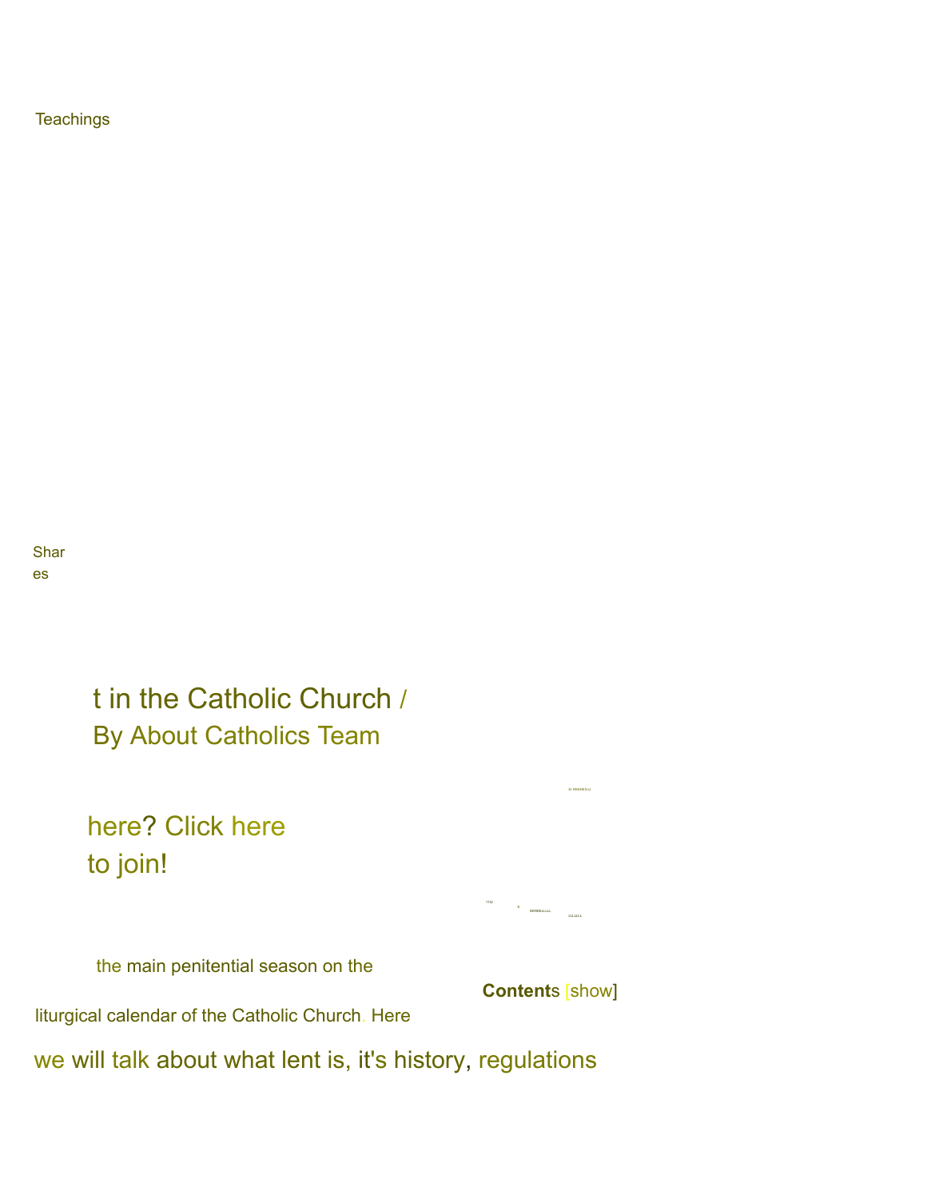Teachings

Shares

t in the Catholic Church /
By About Catholics Team

here? Click here
to join!

the main penitential season on the

**Contents** [show]

liturgical calendar of the Catholic Church. Here

we will talk about what lent is, it's history, regulations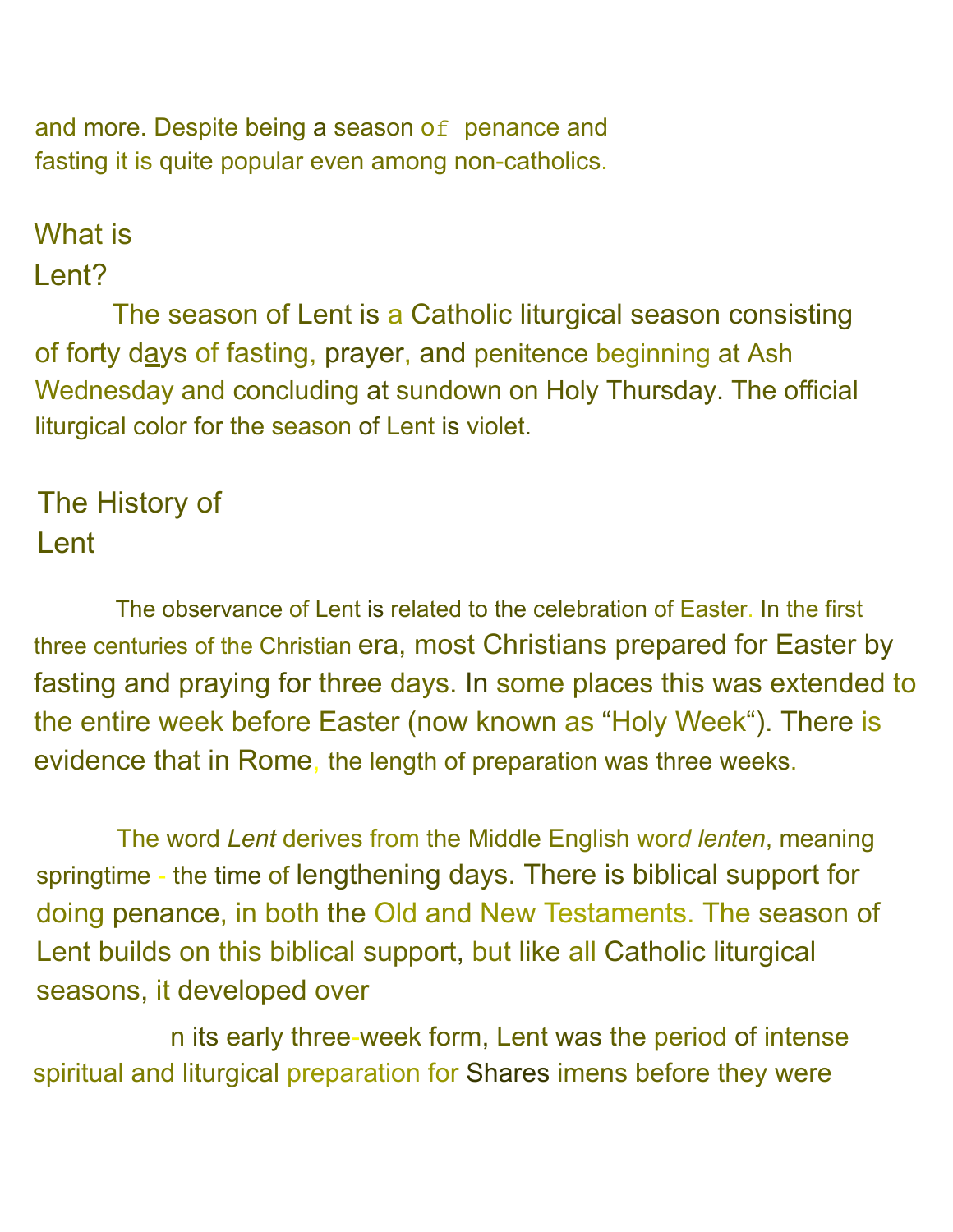and more. Despite being a season of penance and fasting it is quite popular even among non-catholics.

## What is Lent?

The season of Lent is a Catholic liturgical season consisting of forty days of fasting, prayer, and penitence beginning at Ash Wednesday and concluding at sundown on Holy Thursday. The official liturgical color for the season of Lent is violet.

## The History of Lent

The observance of Lent is related to the celebration of Easter. In the first three centuries of the Christian era, most Christians prepared for Easter by fasting and praying for three days. In some places this was extended to the entire week before Easter (now known as “Holy Week“). There is evidence that in Rome, the length of preparation was three weeks.

The word *Lent* derives from the Middle English word *lenten*, meaning springtime - the time of lengthening days. There is biblical support for doing penance, in both the Old and New Testaments. The season of Lent builds on this biblical support, but like all Catholic liturgical seasons, it developed over

n its early three-week form, Lent was the period of intense spiritual and liturgical preparation for Shares imens before they were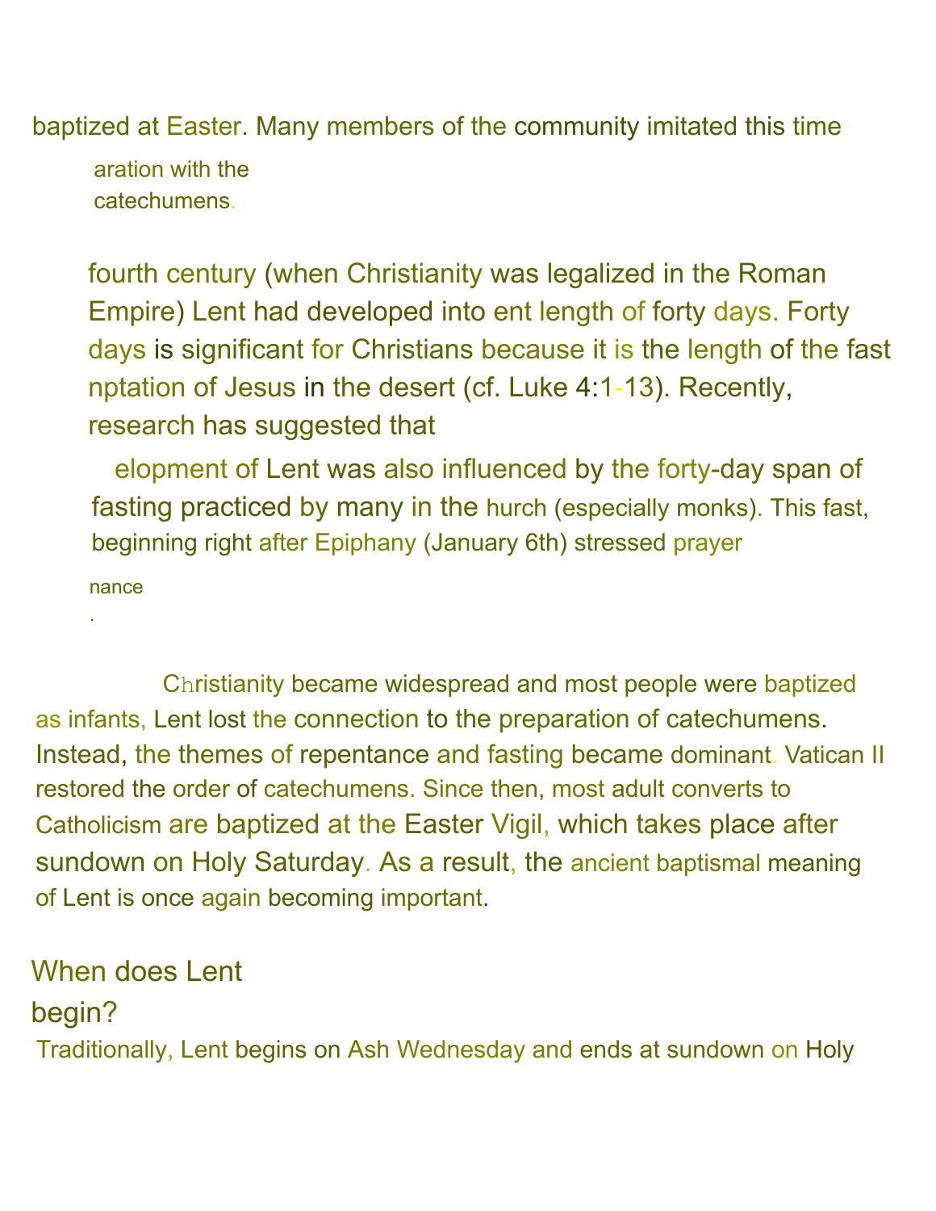baptized at Easter. Many members of the community imitated this time

aration with the catechumens.

fourth century (when Christianity was legalized in the Roman Empire) Lent had developed into ent length of forty days. Forty days is significant for Christians because it is the length of the fast nptation of Jesus in the desert (cf. Luke 4:1-13). Recently, research has suggested that

elopment of Lent was also influenced by the forty-day span of fasting practiced by many in the hurch (especially monks). This fast, beginning right after Epiphany (January 6th) stressed prayer

nance

.

Christianity became widespread and most people were baptized as infants, Lent lost the connection to the preparation of catechumens. Instead, the themes of repentance and fasting became dominant. Vatican II restored the order of catechumens. Since then, most adult converts to Catholicism are baptized at the Easter Vigil, which takes place after sundown on Holy Saturday. As a result, the ancient baptismal meaning of Lent is once again becoming important.

## When does Lent begin?

Traditionally, Lent begins on Ash Wednesday and ends at sundown on Holy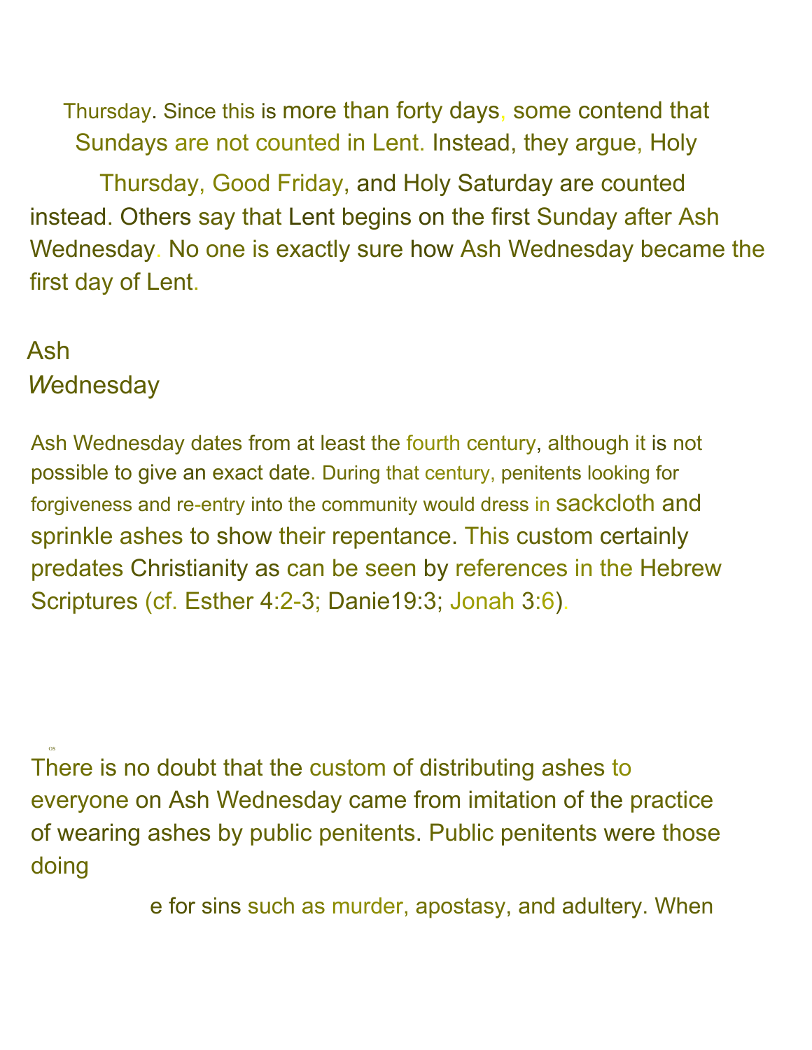Thursday. Since this is more than forty days, some contend that Sundays are not counted in Lent. Instead, they argue, Holy Thursday, Good Friday, and Holy Saturday are counted instead. Others say that Lent begins on the first Sunday after Ash Wednesday. No one is exactly sure how Ash Wednesday became the first day of Lent.

## Ash Wednesday

Ash Wednesday dates from at least the fourth century, although it is not possible to give an exact date. During that century, penitents looking for forgiveness and re-entry into the community would dress in sackcloth and sprinkle ashes to show their repentance. This custom certainly predates Christianity as can be seen by references in the Hebrew Scriptures (cf. Esther 4:2-3; Danie19:3; Jonah 3:6).

os

There is no doubt that the custom of distributing ashes to everyone on Ash Wednesday came from imitation of the practice of wearing ashes by public penitents. Public penitents were those doing

e for sins such as murder, apostasy, and adultery. When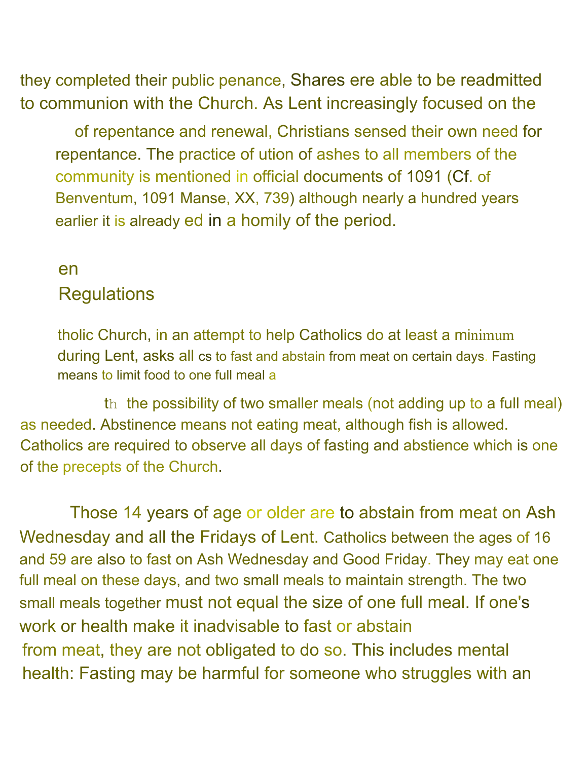they completed their public penance, Shares ere able to be readmitted to communion with the Church. As Lent increasingly focused on the

of repentance and renewal, Christians sensed their own need for repentance. The practice of ution of ashes to all members of the community is mentioned in official documents of 1091 (Cf. of Benventum, 1091 Manse, XX, 739) although nearly a hundred years earlier it is already ed in a homily of the period.

## en Regulations

tholic Church, in an attempt to help Catholics do at least a minimum during Lent, asks all cs to fast and abstain from meat on certain days. Fasting means to limit food to one full meal a

th the possibility of two smaller meals (not adding up to a full meal) as needed. Abstinence means not eating meat, although fish is allowed. Catholics are required to observe all days of fasting and abstience which is one of the precepts of the Church.

Those 14 years of age or older are to abstain from meat on Ash Wednesday and all the Fridays of Lent. Catholics between the ages of 16 and 59 are also to fast on Ash Wednesday and Good Friday. They may eat one full meal on these days, and two small meals to maintain strength. The two small meals together must not equal the size of one full meal. If one's work or health make it inadvisable to fast or abstain from meat, they are not obligated to do so. This includes mental health: Fasting may be harmful for someone who struggles with an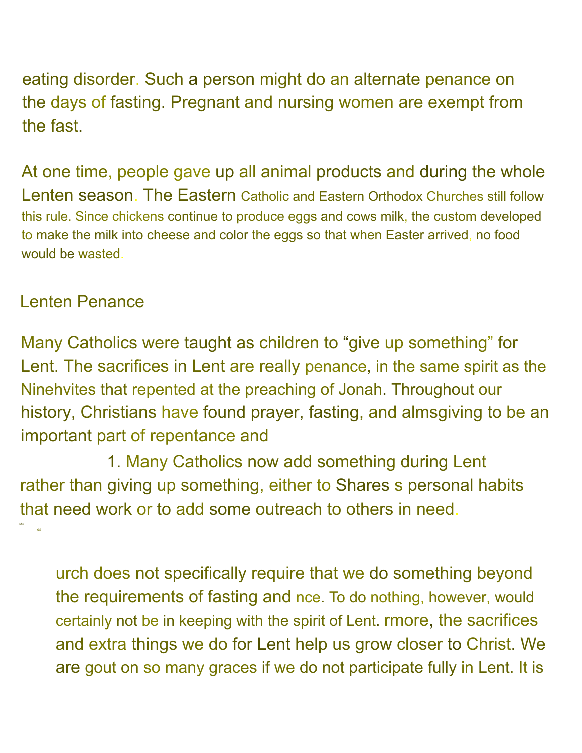eating disorder. Such a person might do an alternate penance on the days of fasting. Pregnant and nursing women are exempt from the fast.

At one time, people gave up all animal products and during the whole Lenten season. The Eastern Catholic and Eastern Orthodox Churches still follow this rule. Since chickens continue to produce eggs and cows milk, the custom developed to make the milk into cheese and color the eggs so that when Easter arrived, no food would be wasted.

## Lenten Penance

Many Catholics were taught as children to "give up something" for Lent. The sacrifices in Lent are really penance, in the same spirit as the Ninehvites that repented at the preaching of Jonah. Throughout our history, Christians have found prayer, fasting, and almsgiving to be an important part of repentance and

1. Many Catholics now add something during Lent rather than giving up something, either to Shares s personal habits that need work or to add some outreach to others in need.

urch does not specifically require that we do something beyond the requirements of fasting and nce. To do nothing, however, would certainly not be in keeping with the spirit of Lent. rmore, the sacrifices and extra things we do for Lent help us grow closer to Christ. We are gout on so many graces if we do not participate fully in Lent. It is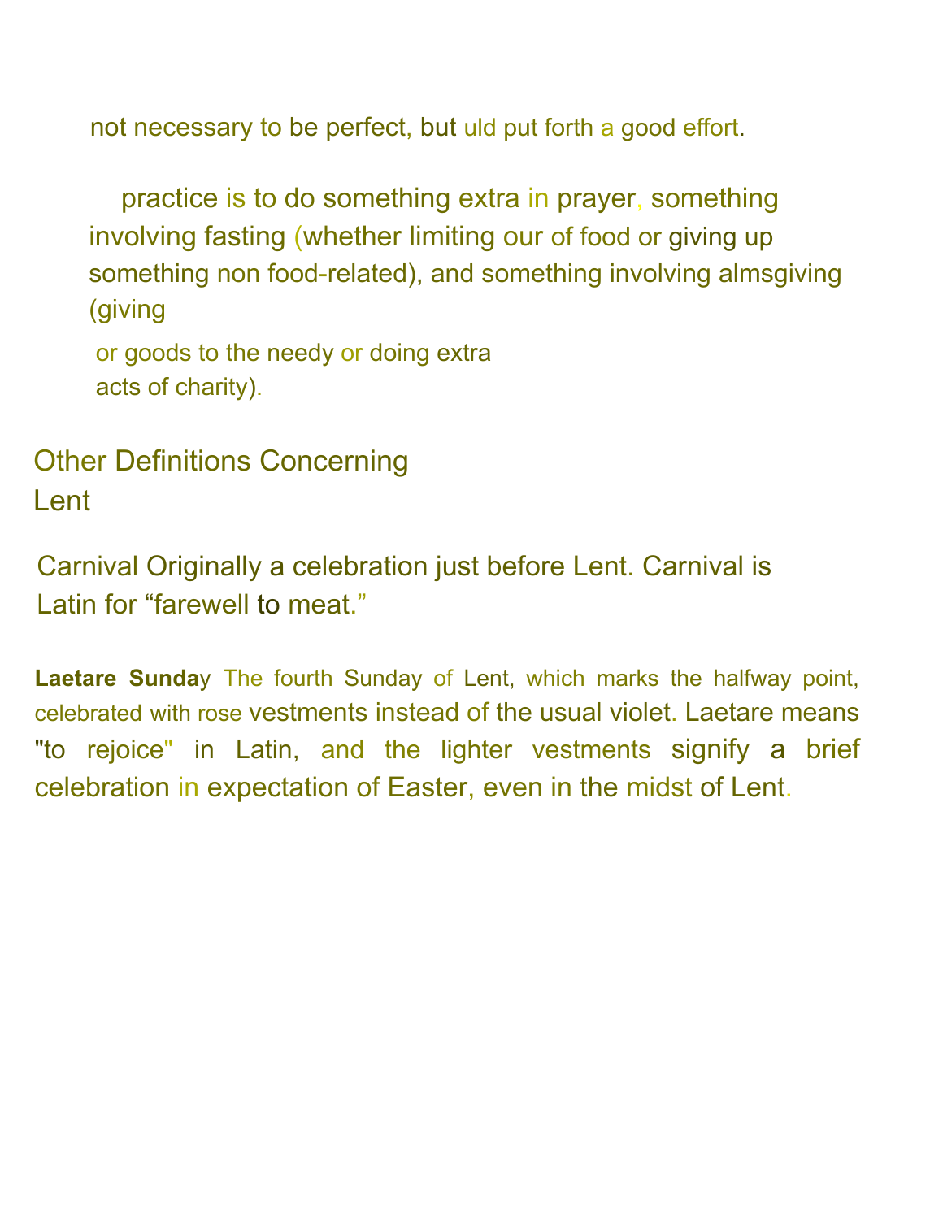not necessary to be perfect, but uld put forth a good effort.

practice is to do something extra in prayer, something involving fasting (whether limiting our of food or giving up something non food-related), and something involving almsgiving (giving

or goods to the needy or doing extra acts of charity).

## Other Definitions Concerning Lent

Carnival Originally a celebration just before Lent. Carnival is Latin for "farewell to meat."

**Laetare Sunda**y The fourth Sunday of Lent, which marks the halfway point, celebrated with rose vestments instead of the usual violet. Laetare means "to rejoice" in Latin, and the lighter vestments signify a brief celebration in expectation of Easter, even in the midst of Lent.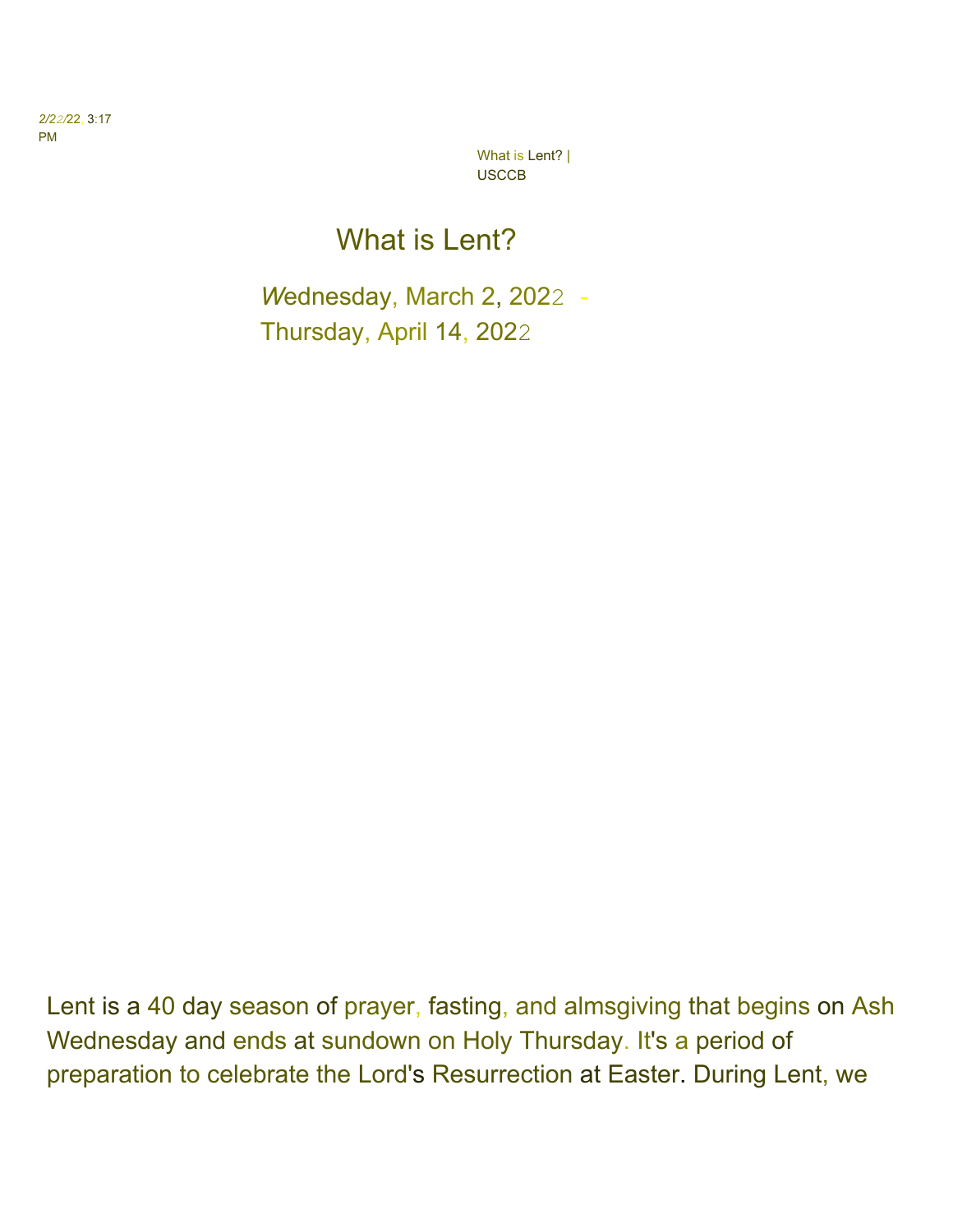# What is Lent?

Wednesday, March 2, 2022 - Thursday, April 14, 2022

Lent is a 40 day season of prayer, fasting, and almsgiving that begins on Ash Wednesday and ends at sundown on Holy Thursday. It's a period of preparation to celebrate the Lord's Resurrection at Easter. During Lent, we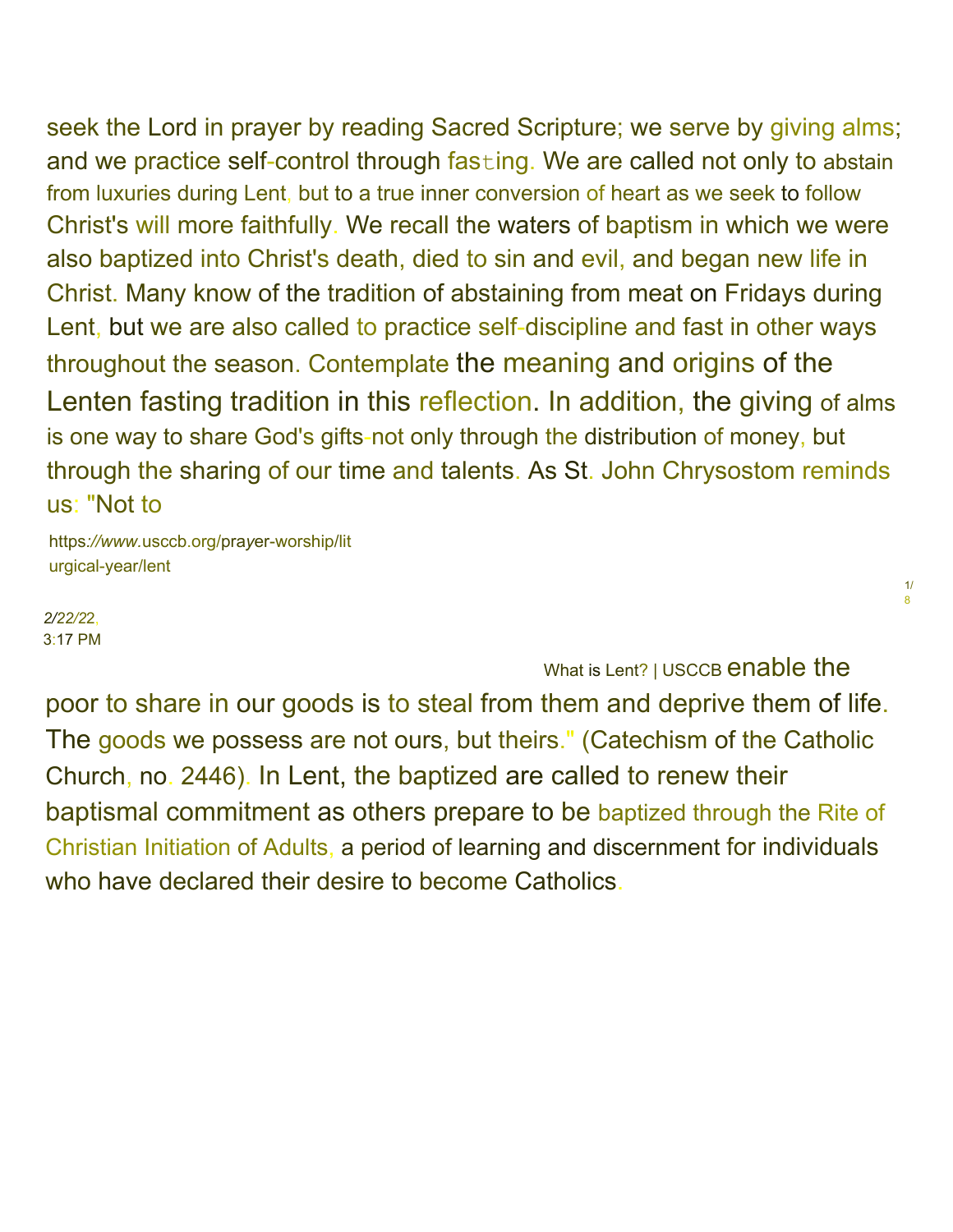seek the Lord in prayer by reading Sacred Scripture; we serve by giving alms; and we practice self-control through fasting. We are called not only to abstain from luxuries during Lent, but to a true inner conversion of heart as we seek to follow Christ's will more faithfully. We recall the waters of baptism in which we were also baptized into Christ's death, died to sin and evil, and began new life in Christ. Many know of the tradition of abstaining from meat on Fridays during Lent, but we are also called to practice self-discipline and fast in other ways throughout the season. Contemplate the meaning and origins of the Lenten fasting tradition in this reflection. In addition, the giving of alms is one way to share God's gifts-not only through the distribution of money, but through the sharing of our time and talents. As St. John Chrysostom reminds us: "Not to enable the poor to share in our goods is to steal from them and deprive them of life. The goods we possess are not ours, but theirs." (Catechism of the Catholic Church, no. 2446). In Lent, the baptized are called to renew their baptismal commitment as others prepare to be baptized through the Rite of Christian Initiation of Adults, a period of learning and discernment for individuals who have declared their desire to become Catholics.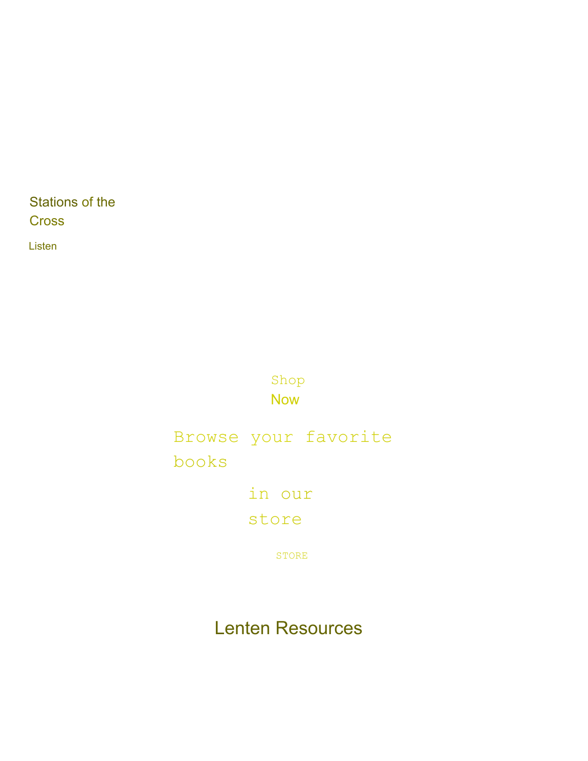Stations of the Cross

Listen

Shop Now

Browse your favorite books in our store

STORE

## Lenten Resources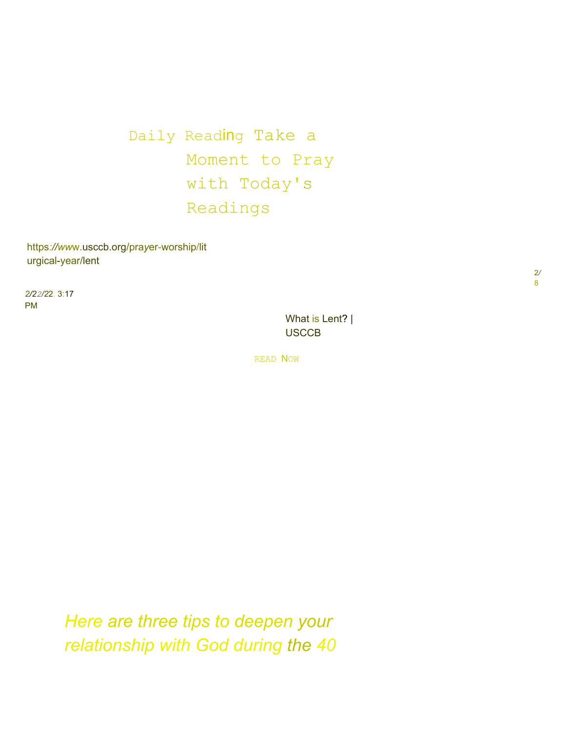Daily Reading Take a Moment to Pray with Today's Readings

READ NOW

*Here are three tips to deepen your relationship with God during the 40*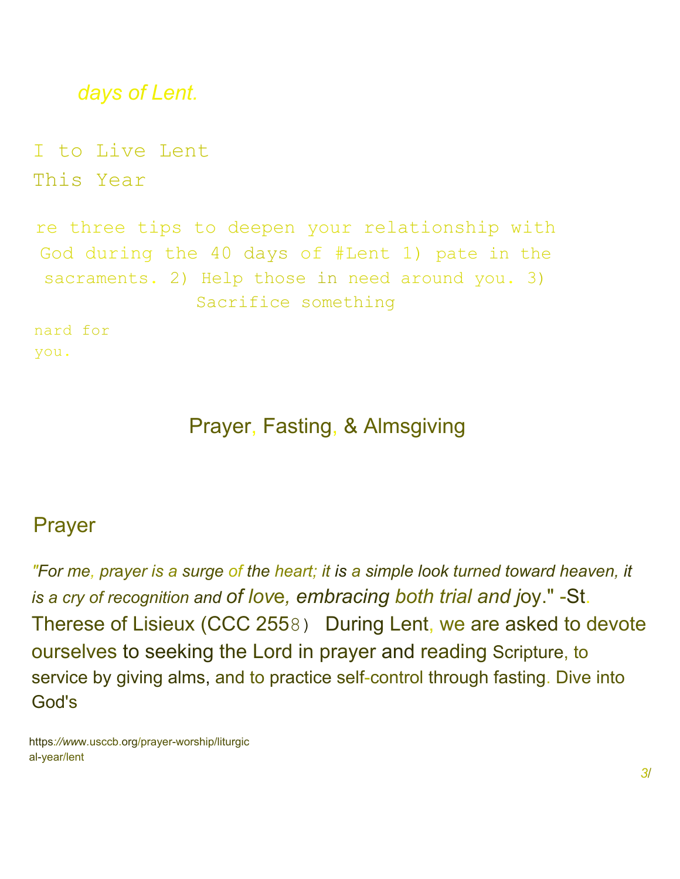*days of Lent.*

I to Live Lent
This Year

re three tips to deepen your relationship with God during the 40 days of #Lent 1) pate in the sacraments. 2) Help those in need around you. 3) Sacrifice something

nard for
you.

## Prayer, Fasting, & Almsgiving

### Prayer

*"For me, prayer is a surge of the heart; it is a simple look turned toward heaven, it is a cry of recognition and of love, embracing both trial and joy."* -St. Therese of Lisieux (CCC 2558) During Lent, we are asked to devote ourselves to seeking the Lord in prayer and reading Scripture, to service by giving alms, and to practice self-control through fasting. Dive into God's

https://www.usccb.org/prayer-worship/liturgical-year/lent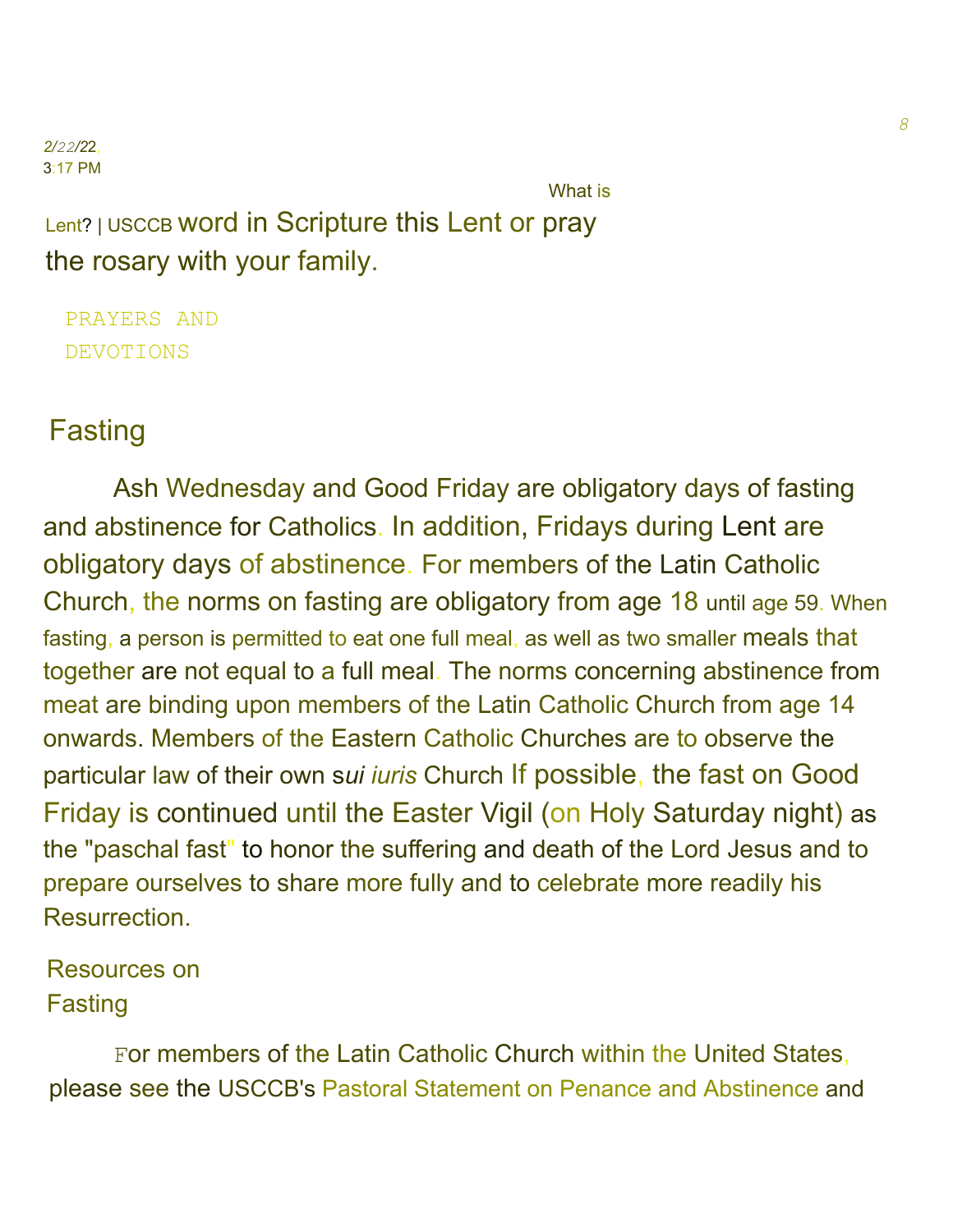word in Scripture this Lent or pray the rosary with your family.

PRAYERS AND DEVOTIONS

## Fasting

Ash Wednesday and Good Friday are obligatory days of fasting and abstinence for Catholics. In addition, Fridays during Lent are obligatory days of abstinence. For members of the Latin Catholic Church, the norms on fasting are obligatory from age 18 until age 59. When fasting, a person is permitted to eat one full meal, as well as two smaller meals that together are not equal to a full meal. The norms concerning abstinence from meat are binding upon members of the Latin Catholic Church from age 14 onwards. Members of the Eastern Catholic Churches are to observe the particular law of their own s*ui iuris* Church If possible, the fast on Good Friday is continued until the Easter Vigil (on Holy Saturday night) as the "paschal fast" to honor the suffering and death of the Lord Jesus and to prepare ourselves to share more fully and to celebrate more readily his Resurrection.

### Resources on Fasting

For members of the Latin Catholic Church within the United States, please see the USCCB's Pastoral Statement on Penance and Abstinence and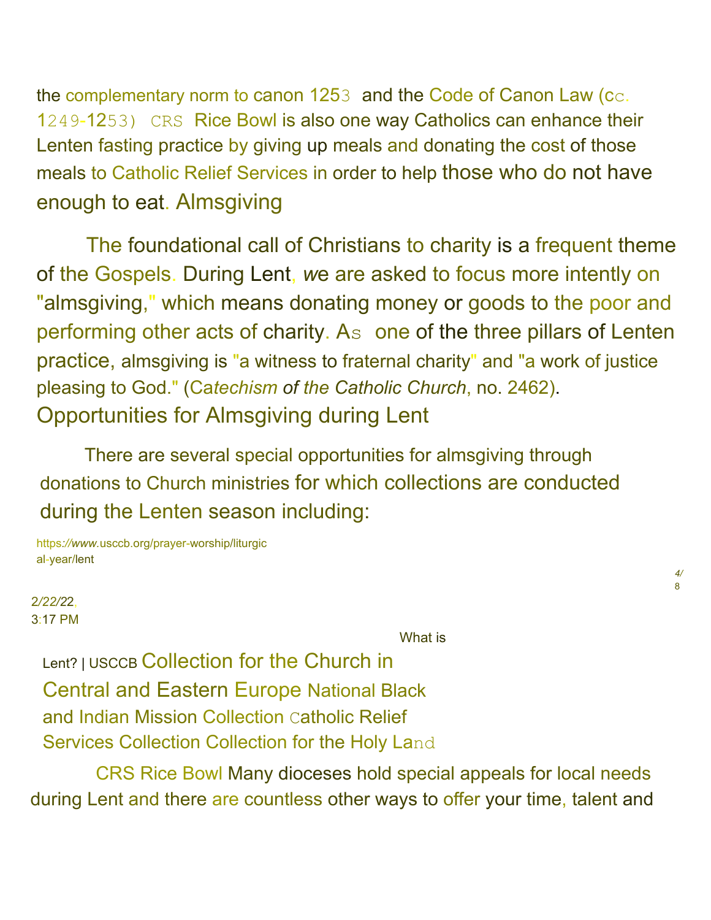the complementary norm to canon 1253 and the Code of Canon Law (cc. 1249-1253) CRS Rice Bowl is also one way Catholics can enhance their Lenten fasting practice by giving up meals and donating the cost of those meals to Catholic Relief Services in order to help those who do not have enough to eat.

## Almsgiving

The foundational call of Christians to charity is a frequent theme of the Gospels. During Lent, we are asked to focus more intently on "almsgiving," which means donating money or goods to the poor and performing other acts of charity. As one of the three pillars of Lenten practice, almsgiving is "a witness to fraternal charity" and "a work of justice pleasing to God." (*Catechism of the Catholic Church*, no. 2462).

## Opportunities for Almsgiving during Lent

There are several special opportunities for almsgiving through donations to Church ministries for which collections are conducted during the Lenten season including:

- Collection for the Church in Central and Eastern Europe
- National Black and Indian Mission Collection
- Catholic Relief Services Collection
- Collection for the Holy Land
- CRS Rice Bowl

Many dioceses hold special appeals for local needs during Lent and there are countless other ways to offer your time, talent and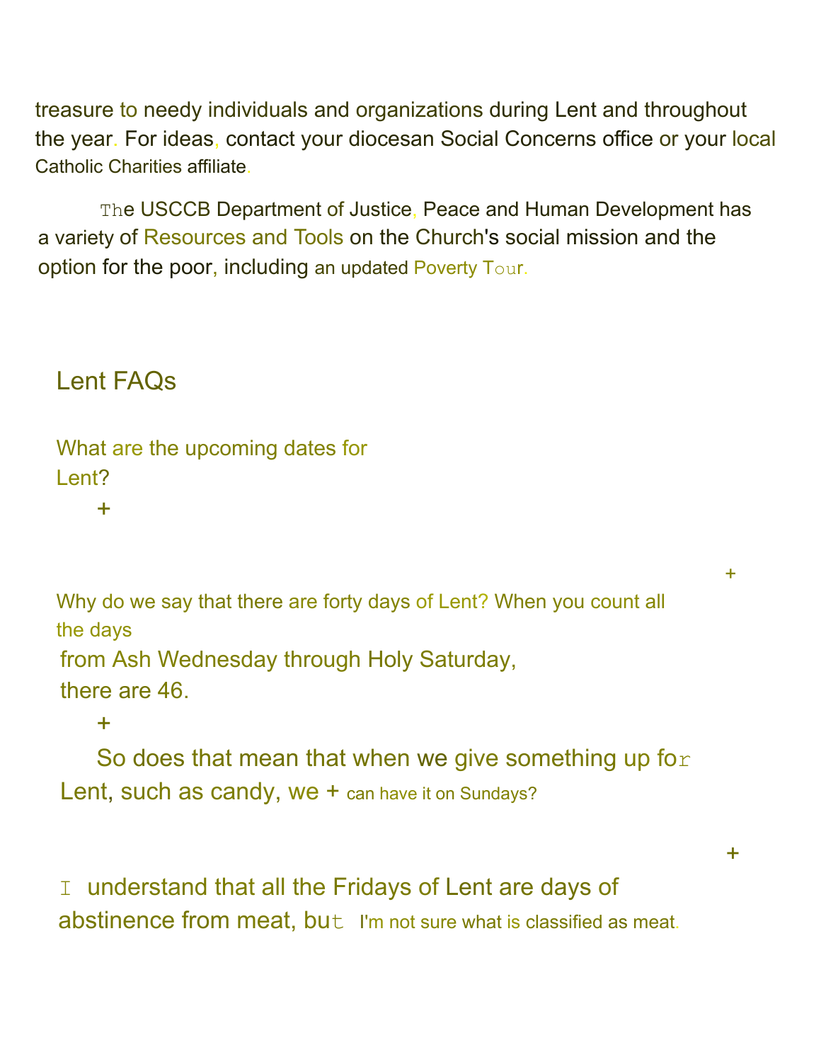treasure to needy individuals and organizations during Lent and throughout the year. For ideas, contact your diocesan Social Concerns office or your local Catholic Charities affiliate.

The USCCB Department of Justice, Peace and Human Development has a variety of Resources and Tools on the Church's social mission and the option for the poor, including an updated Poverty Tour.

## Lent FAQs

What are the upcoming dates for Lent?

+

+

Why do we say that there are forty days of Lent? When you count all the days from Ash Wednesday through Holy Saturday, there are 46.

+

So does that mean that when we give something up for Lent, such as candy, we + can have it on Sundays?

+

I understand that all the Fridays of Lent are days of abstinence from meat, but I'm not sure what is classified as meat.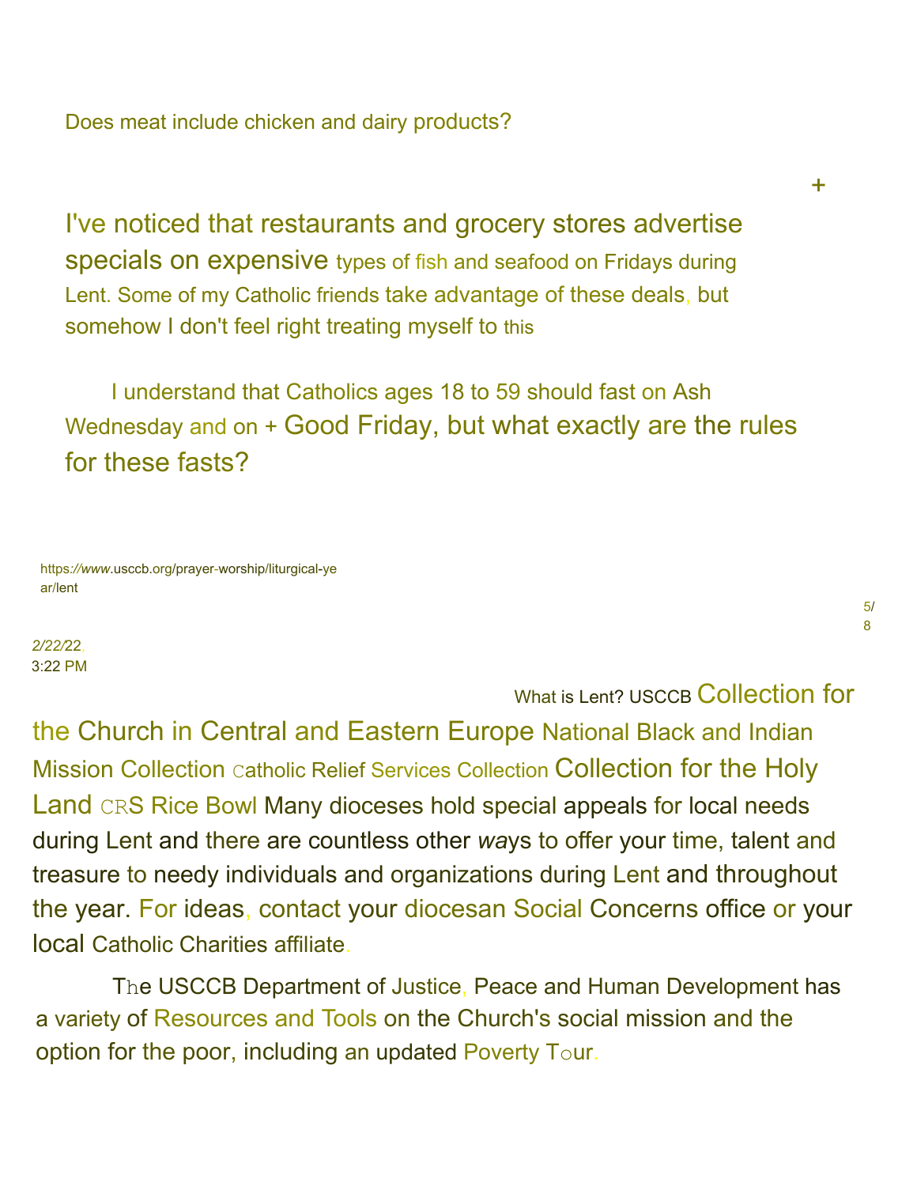Does meat include chicken and dairy products?

+

I've noticed that restaurants and grocery stores advertise specials on expensive types of fish and seafood on Fridays during Lent. Some of my Catholic friends take advantage of these deals, but somehow I don't feel right treating myself to this

I understand that Catholics ages 18 to 59 should fast on Ash Wednesday and on + Good Friday, but what exactly are the rules for these fasts?

What is Lent? USCCB Collection for the Church in Central and Eastern Europe National Black and Indian Mission Collection Catholic Relief Services Collection Collection for the Holy Land CRS Rice Bowl Many dioceses hold special appeals for local needs during Lent and there are countless other *wa*ys to offer your time, talent and treasure to needy individuals and organizations during Lent and throughout the year. For ideas, contact your diocesan Social Concerns office or your local Catholic Charities affiliate.

The USCCB Department of Justice, Peace and Human Development has a variety of Resources and Tools on the Church's social mission and the option for the poor, including an updated Poverty Tour.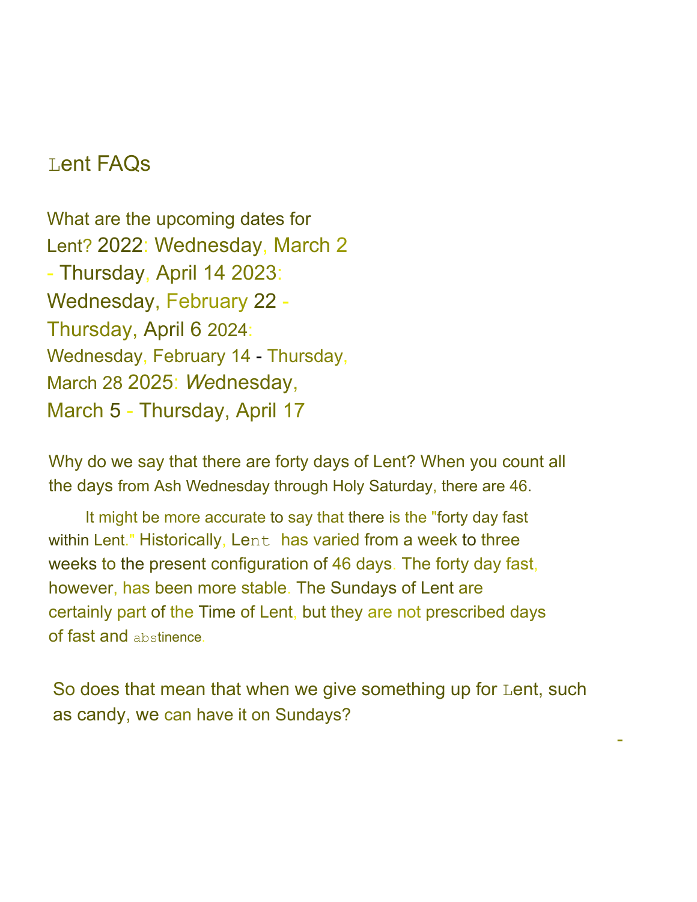# Lent FAQs

**What are the upcoming dates for Lent?**

- 2022: Wednesday, March 2 - Thursday, April 14
- 2023: Wednesday, February 22 - Thursday, April 6
- 2024: Wednesday, February 14 - Thursday, March 28
- 2025: Wednesday, March 5 - Thursday, April 17

**Why do we say that there are forty days of Lent? When you count all the days from Ash Wednesday through Holy Saturday, there are 46.**

It might be more accurate to say that there is the "forty day fast within Lent." Historically, Lent has varied from a week to three weeks to the present configuration of 46 days. The forty day fast, however, has been more stable. The Sundays of Lent are certainly part of the Time of Lent, but they are not prescribed days of fast and abstinence.

**So does that mean that when we give something up for Lent, such as candy, we can have it on Sundays?**

-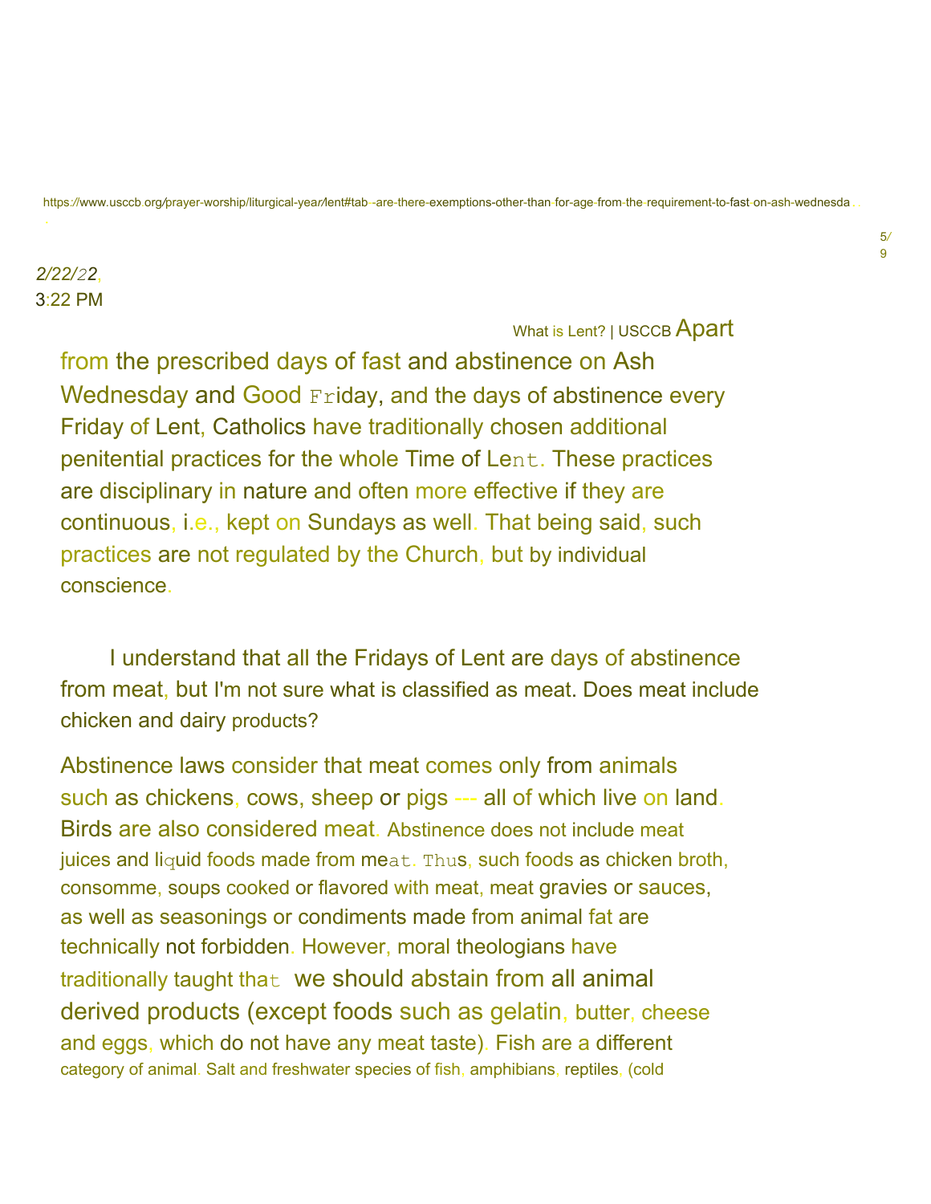Apart from the prescribed days of fast and abstinence on Ash Wednesday and Good Friday, and the days of abstinence every Friday of Lent, Catholics have traditionally chosen additional penitential practices for the whole Time of Lent. These practices are disciplinary in nature and often more effective if they are continuous, i.e., kept on Sundays as well. That being said, such practices are not regulated by the Church, but by individual conscience.

I understand that all the Fridays of Lent are days of abstinence from meat, but I'm not sure what is classified as meat. Does meat include chicken and dairy products?

Abstinence laws consider that meat comes only from animals such as chickens, cows, sheep or pigs --- all of which live on land. Birds are also considered meat. Abstinence does not include meat juices and liquid foods made from meat. Thus, such foods as chicken broth, consomme, soups cooked or flavored with meat, meat gravies or sauces, as well as seasonings or condiments made from animal fat are technically not forbidden. However, moral theologians have traditionally taught that we should abstain from all animal derived products (except foods such as gelatin, butter, cheese and eggs, which do not have any meat taste). Fish are a different category of animal. Salt and freshwater species of fish, amphibians, reptiles, (cold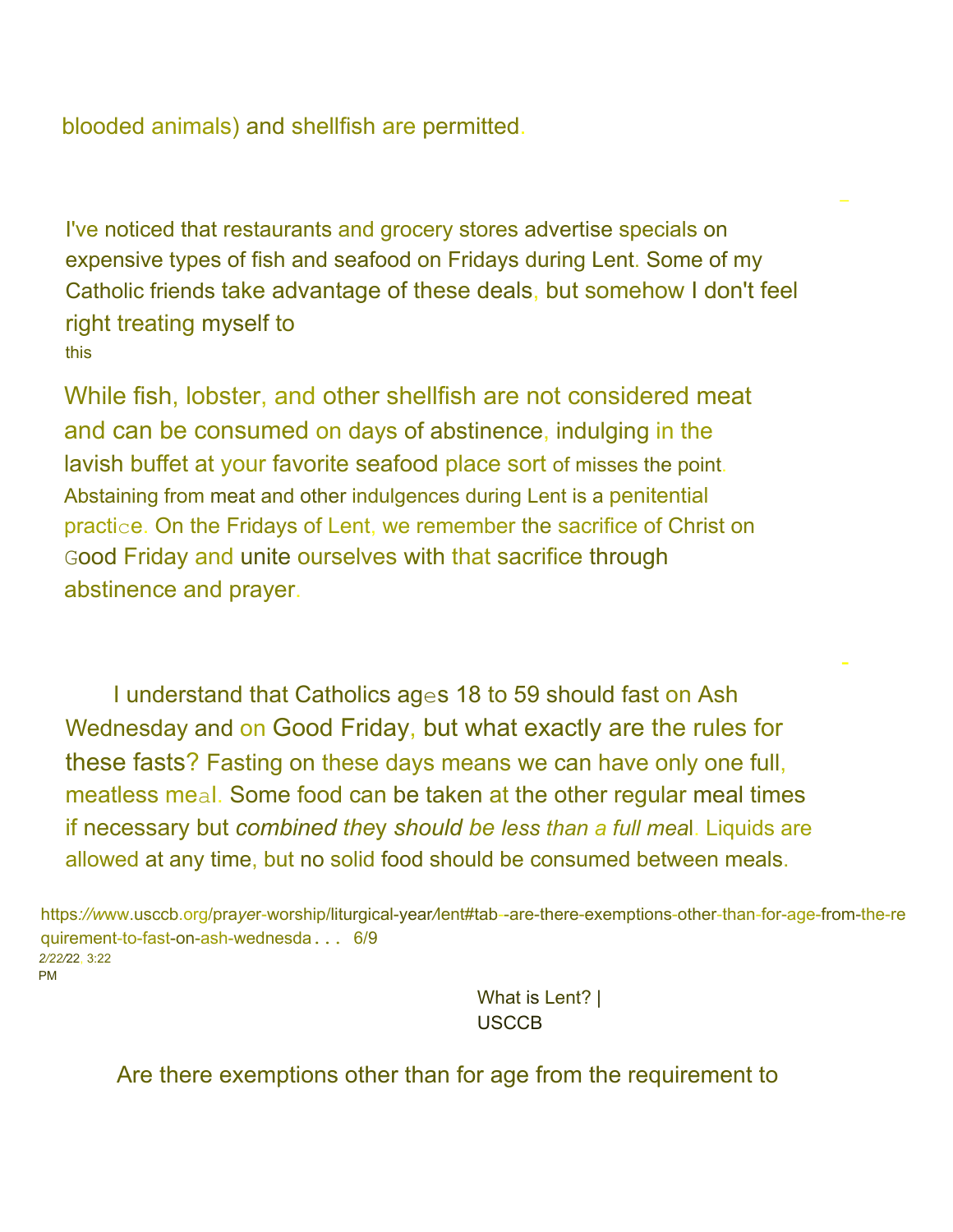blooded animals) and shellfish are permitted.

I've noticed that restaurants and grocery stores advertise specials on expensive types of fish and seafood on Fridays during Lent. Some of my Catholic friends take advantage of these deals, but somehow I don't feel right treating myself to this

While fish, lobster, and other shellfish are not considered meat and can be consumed on days of abstinence, indulging in the lavish buffet at your favorite seafood place sort of misses the point. Abstaining from meat and other indulgences during Lent is a penitential practice. On the Fridays of Lent, we remember the sacrifice of Christ on Good Friday and unite ourselves with that sacrifice through abstinence and prayer.

I understand that Catholics ages 18 to 59 should fast on Ash Wednesday and on Good Friday, but what exactly are the rules for these fasts? Fasting on these days means we can have only one full, meatless meal. Some food can be taken at the other regular meal times if necessary but *combined they should be less than a full meal*. Liquids are allowed at any time, but no solid food should be consumed between meals.

Are there exemptions other than for age from the requirement to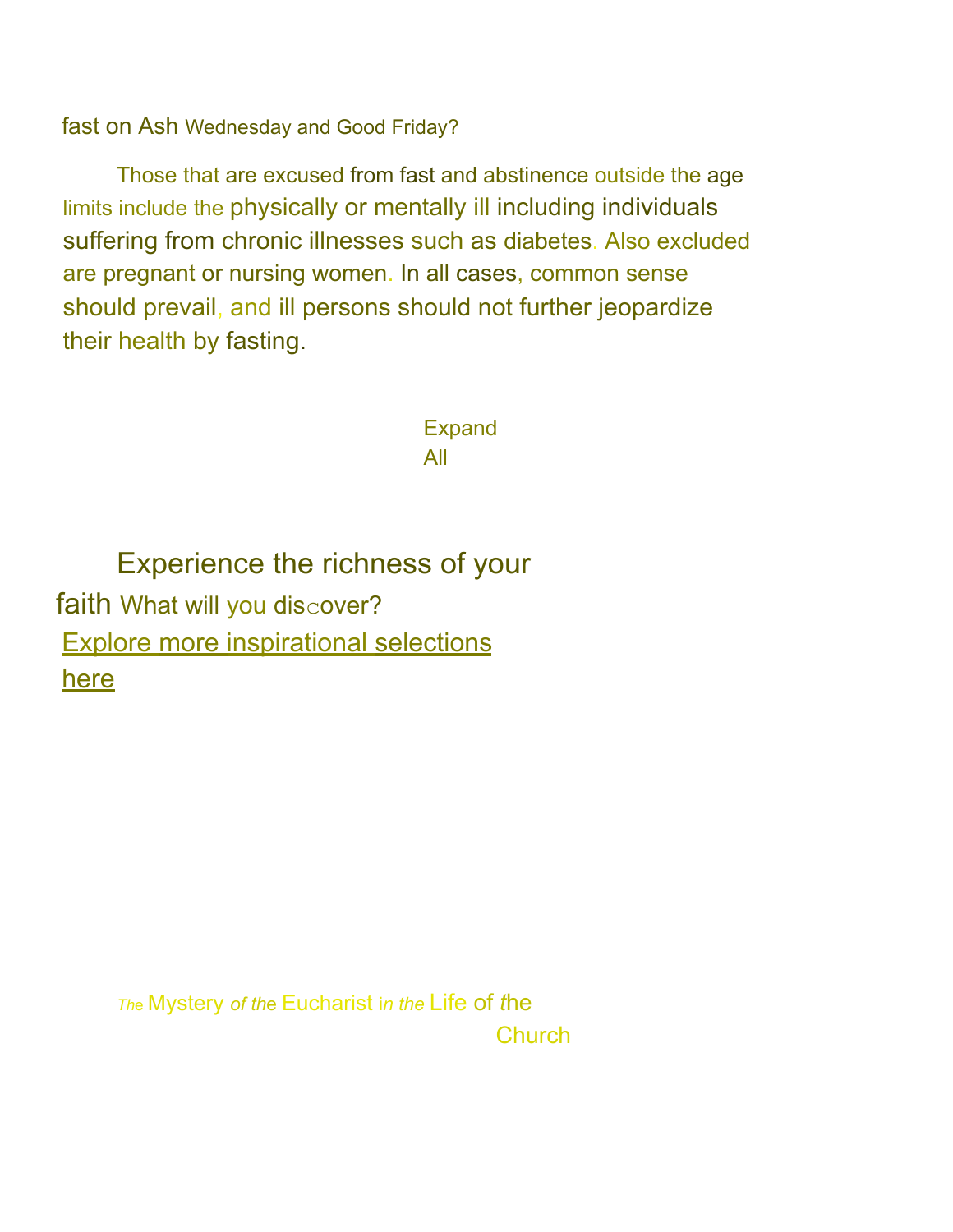fast on Ash Wednesday and Good Friday?

Those that are excused from fast and abstinence outside the age limits include the physically or mentally ill including individuals suffering from chronic illnesses such as diabetes. Also excluded are pregnant or nursing women. In all cases, common sense should prevail, and ill persons should not further jeopardize their health by fasting.

Expand All

## Experience the richness of your faith

What will you discover?

Explore more inspirational selections here

The Mystery of the Eucharist in the Life of the Church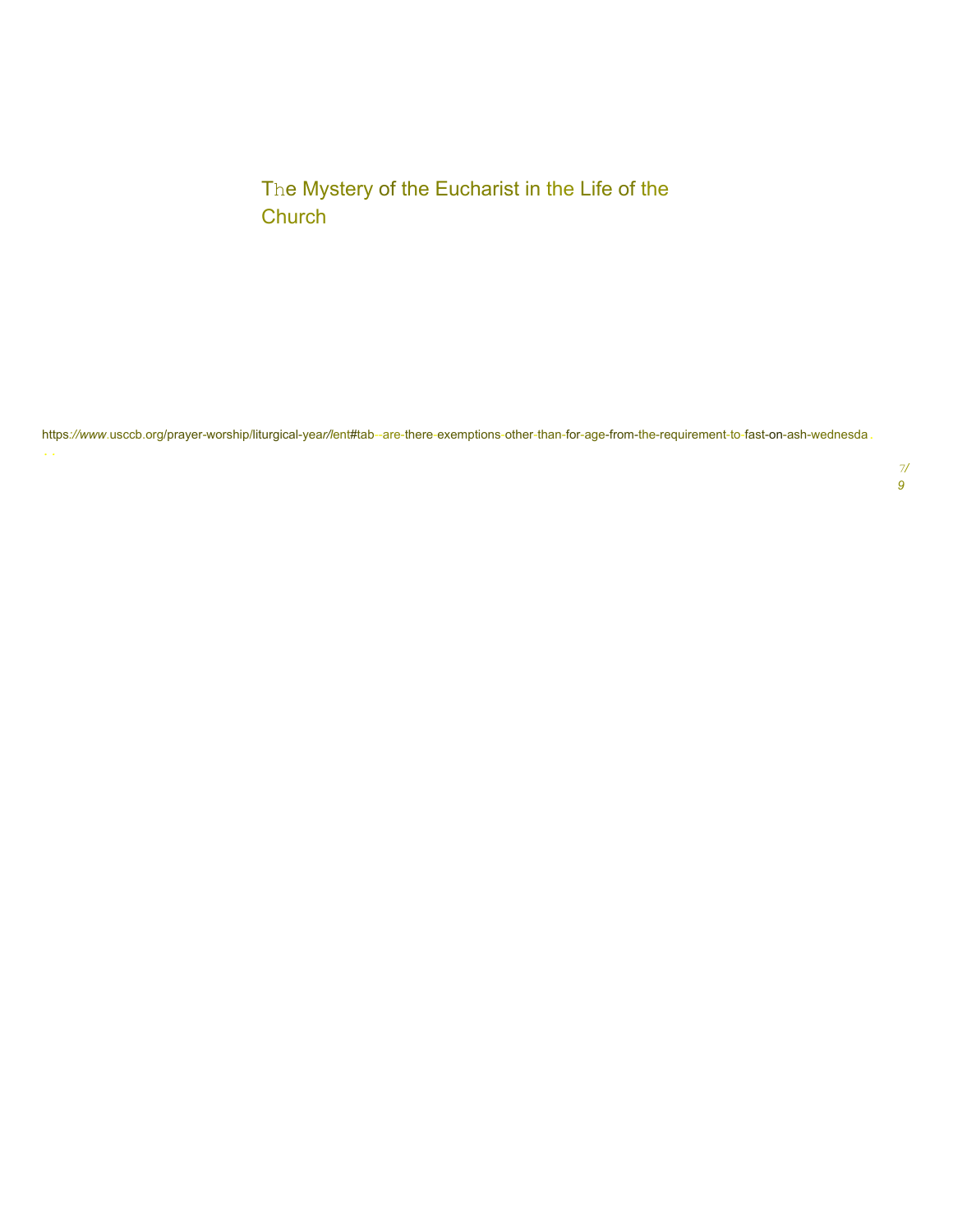The Mystery of the Eucharist in the Life of the Church

https://www.usccb.org/prayer-worship/liturgical-year/lent#tab--are-there-exemptions-other-than-for-age-from-the-requirement-to-fast-on-ash-wednesda